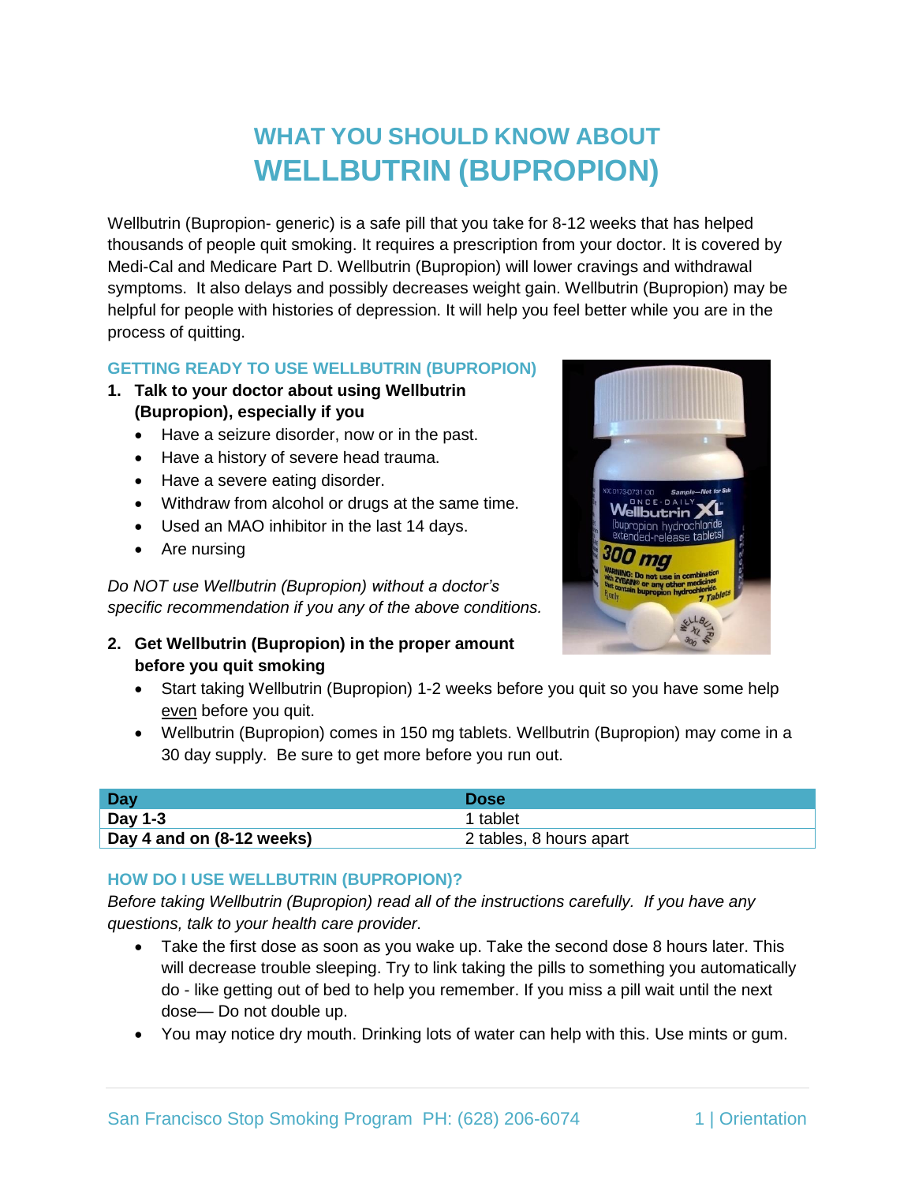# WHAT YOU SHOULD KNOW ABOUT WELLBUTRIN (BUPROPION)

Wellbutrin (Bupropion- generic) is a safe pill that you take for 8-12 weeks that has helped thousands of people quit smoking. It requires a prescription from your doctor. It is covered by Medi-Cal and Medicare Part D. Wellbutrin (Bupropion) will lower cravings and withdrawal symptoms. It also delays and possibly decreases weight gain. Wellbutrin (Bupropion) may be helpful for people with histories of depression. It will help you feel better while you are in the process of quitting.

## GETTING READY TO USE WELLBUTRIN (BUPROPION)

1. **Talk to your doctor about using Wellbutrin (Bupropion), especially if you**
   - Have a seizure disorder, now or in the past.
   - Have a history of severe head trauma.
   - Have a severe eating disorder.
   - Withdraw from alcohol or drugs at the same time.
   - Used an MAO inhibitor in the last 14 days.
   - Are nursing

*Do NOT use Wellbutrin (Bupropion) without a doctor's specific recommendation if you any of the above conditions.*

2. **Get Wellbutrin (Bupropion) in the proper amount before you quit smoking**
   - Start taking Wellbutrin (Bupropion) 1-2 weeks before you quit so you have some help even before you quit.
   - Wellbutrin (Bupropion) comes in 150 mg tablets. Wellbutrin (Bupropion) may come in a 30 day supply. Be sure to get more before you run out.

| Day | Dose |
|---|---|
| **Day 1-3** | 1 tablet |
| **Day 4 and on (8-12 weeks)** | 2 tables, 8 hours apart |

## HOW DO I USE WELLBUTRIN (BUPROPION)?

*Before taking Wellbutrin (Bupropion) read all of the instructions carefully. If you have any questions, talk to your health care provider.*

- Take the first dose as soon as you wake up. Take the second dose 8 hours later. This will decrease trouble sleeping. Try to link taking the pills to something you automatically do - like getting out of bed to help you remember. If you miss a pill wait until the next dose— Do not double up.
- You may notice dry mouth. Drinking lots of water can help with this. Use mints or gum.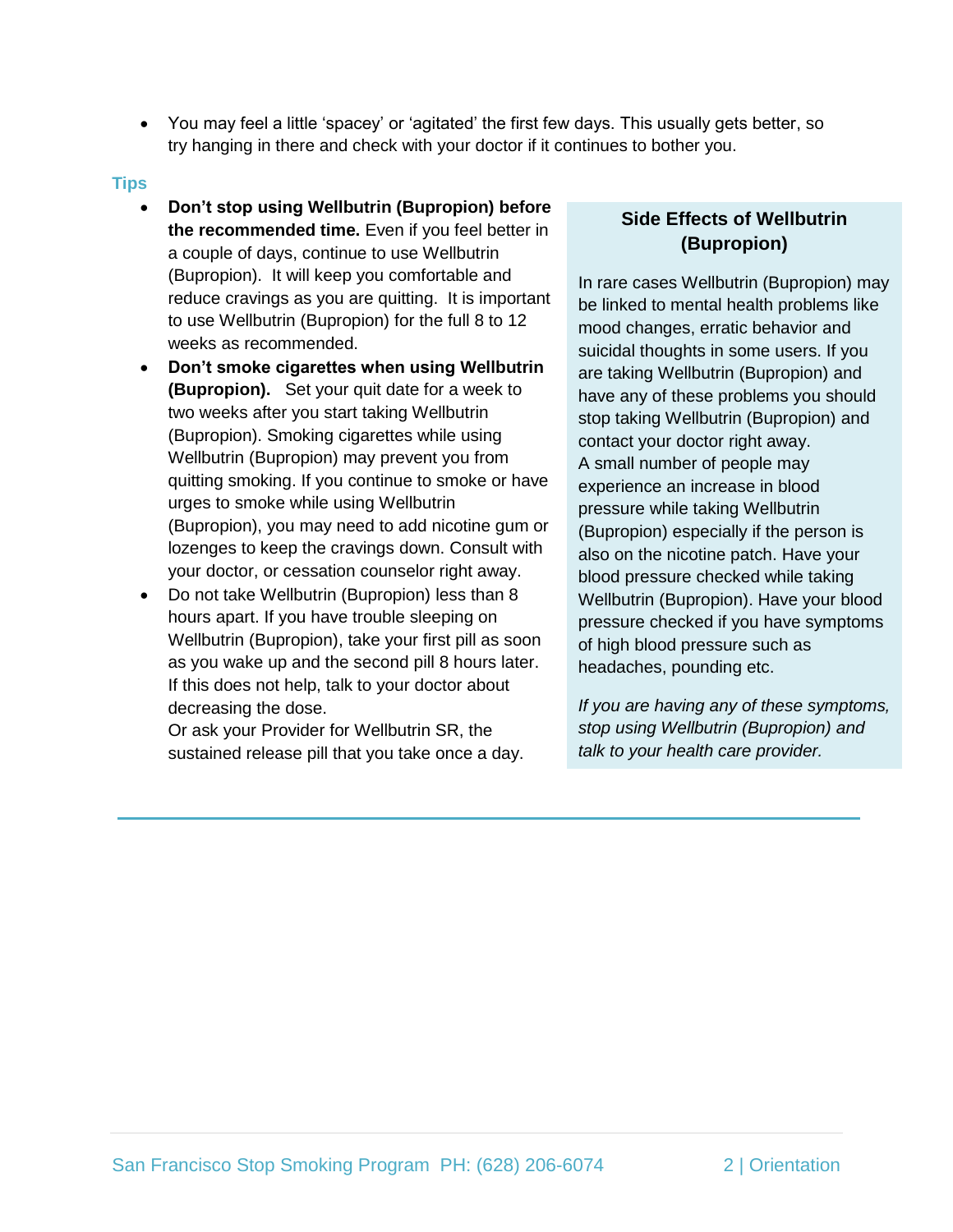- You may feel a little 'spacey' or 'agitated' the first few days. This usually gets better, so try hanging in there and check with your doctor if it continues to bother you.

### Tips

- **Don't stop using Wellbutrin (Bupropion) before the recommended time.** Even if you feel better in a couple of days, continue to use Wellbutrin (Bupropion). It will keep you comfortable and reduce cravings as you are quitting. It is important to use Wellbutrin (Bupropion) for the full 8 to 12 weeks as recommended.
- **Don't smoke cigarettes when using Wellbutrin (Bupropion).** Set your quit date for a week to two weeks after you start taking Wellbutrin (Bupropion). Smoking cigarettes while using Wellbutrin (Bupropion) may prevent you from quitting smoking. If you continue to smoke or have urges to smoke while using Wellbutrin (Bupropion), you may need to add nicotine gum or lozenges to keep the cravings down. Consult with your doctor, or cessation counselor right away.
- Do not take Wellbutrin (Bupropion) less than 8 hours apart. If you have trouble sleeping on Wellbutrin (Bupropion), take your first pill as soon as you wake up and the second pill 8 hours later. If this does not help, talk to your doctor about decreasing the dose.
  Or ask your Provider for Wellbutrin SR, the sustained release pill that you take once a day.

### Side Effects of Wellbutrin (Bupropion)

In rare cases Wellbutrin (Bupropion) may be linked to mental health problems like mood changes, erratic behavior and suicidal thoughts in some users. If you are taking Wellbutrin (Bupropion) and have any of these problems you should stop taking Wellbutrin (Bupropion) and contact your doctor right away.
A small number of people may experience an increase in blood pressure while taking Wellbutrin (Bupropion) especially if the person is also on the nicotine patch. Have your blood pressure checked while taking Wellbutrin (Bupropion). Have your blood pressure checked if you have symptoms of high blood pressure such as headaches, pounding etc.

*If you are having any of these symptoms, stop using Wellbutrin (Bupropion) and talk to your health care provider.*